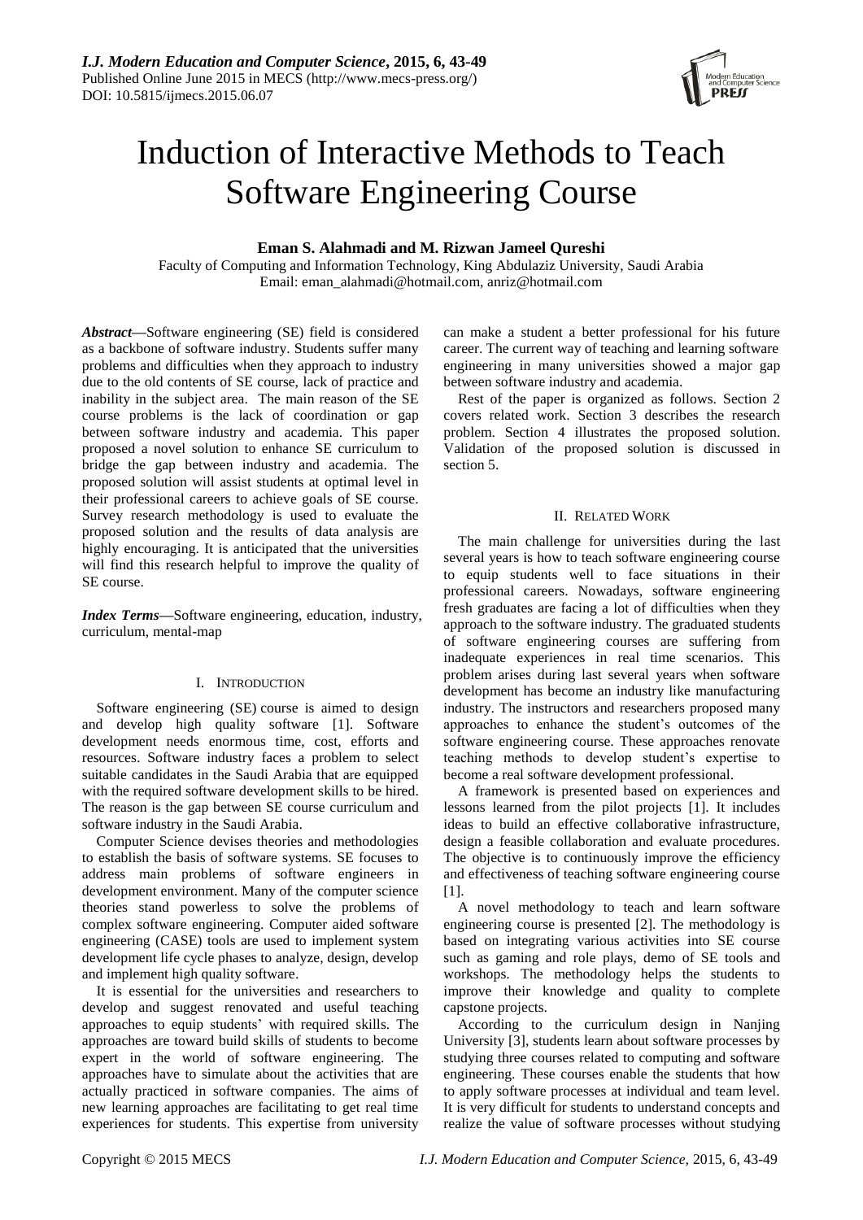# Induction of Interactive Methods to Teach Software Engineering Course

**Eman S. Alahmadi and M. Rizwan Jameel Qureshi**

Faculty of Computing and Information Technology, King Abdulaziz University, Saudi Arabia
Email: eman_alahmadi@hotmail.com, anriz@hotmail.com

***Abstract*—**Software engineering (SE) field is considered as a backbone of software industry. Students suffer many problems and difficulties when they approach to industry due to the old contents of SE course, lack of practice and inability in the subject area. The main reason of the SE course problems is the lack of coordination or gap between software industry and academia. This paper proposed a novel solution to enhance SE curriculum to bridge the gap between industry and academia. The proposed solution will assist students at optimal level in their professional careers to achieve goals of SE course. Survey research methodology is used to evaluate the proposed solution and the results of data analysis are highly encouraging. It is anticipated that the universities will find this research helpful to improve the quality of SE course.

***Index Terms*—**Software engineering, education, industry, curriculum, mental-map

## I. INTRODUCTION

Software engineering (SE) course is aimed to design and develop high quality software [1]. Software development needs enormous time, cost, efforts and resources. Software industry faces a problem to select suitable candidates in the Saudi Arabia that are equipped with the required software development skills to be hired. The reason is the gap between SE course curriculum and software industry in the Saudi Arabia.

Computer Science devises theories and methodologies to establish the basis of software systems. SE focuses to address main problems of software engineers in development environment. Many of the computer science theories stand powerless to solve the problems of complex software engineering. Computer aided software engineering (CASE) tools are used to implement system development life cycle phases to analyze, design, develop and implement high quality software.

It is essential for the universities and researchers to develop and suggest renovated and useful teaching approaches to equip students' with required skills. The approaches are toward build skills of students to become expert in the world of software engineering. The approaches have to simulate about the activities that are actually practiced in software companies. The aims of new learning approaches are facilitating to get real time experiences for students. This expertise from university can make a student a better professional for his future career. The current way of teaching and learning software engineering in many universities showed a major gap between software industry and academia.

Rest of the paper is organized as follows. Section 2 covers related work. Section 3 describes the research problem. Section 4 illustrates the proposed solution. Validation of the proposed solution is discussed in section 5.

## II. RELATED WORK

The main challenge for universities during the last several years is how to teach software engineering course to equip students well to face situations in their professional careers. Nowadays, software engineering fresh graduates are facing a lot of difficulties when they approach to the software industry. The graduated students of software engineering courses are suffering from inadequate experiences in real time scenarios. This problem arises during last several years when software development has become an industry like manufacturing industry. The instructors and researchers proposed many approaches to enhance the student's outcomes of the software engineering course. These approaches renovate teaching methods to develop student's expertise to become a real software development professional.

A framework is presented based on experiences and lessons learned from the pilot projects [1]. It includes ideas to build an effective collaborative infrastructure, design a feasible collaboration and evaluate procedures. The objective is to continuously improve the efficiency and effectiveness of teaching software engineering course [1].

A novel methodology to teach and learn software engineering course is presented [2]. The methodology is based on integrating various activities into SE course such as gaming and role plays, demo of SE tools and workshops. The methodology helps the students to improve their knowledge and quality to complete capstone projects.

According to the curriculum design in Nanjing University [3], students learn about software processes by studying three courses related to computing and software engineering. These courses enable the students that how to apply software processes at individual and team level. It is very difficult for students to understand concepts and realize the value of software processes without studying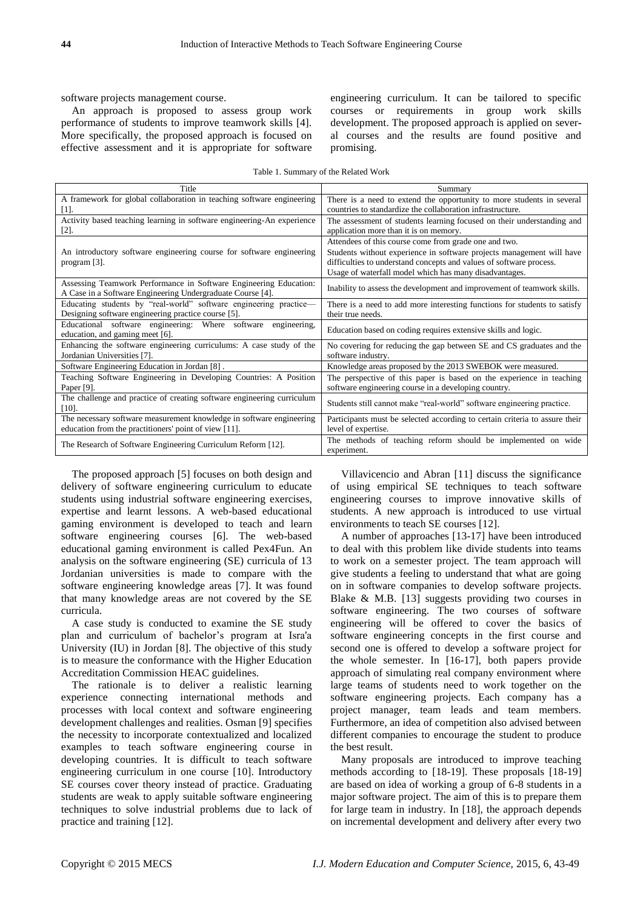software projects management course.

An approach is proposed to assess group work performance of students to improve teamwork skills [4]. More specifically, the proposed approach is focused on effective assessment and it is appropriate for software engineering curriculum. It can be tailored to specific courses or requirements in group work skills development. The proposed approach is applied on several courses and the results are found positive and promising.

Table 1. Summary of the Related Work

| Title | Summary |
|---|---|
| A framework for global collaboration in teaching software engineering [1]. | There is a need to extend the opportunity to more students in several countries to standardize the collaboration infrastructure. |
| Activity based teaching learning in software engineering-An experience [2]. | The assessment of students learning focused on their understanding and application more than it is on memory. |
| An introductory software engineering course for software engineering program [3]. | Attendees of this course come from grade one and two. Students without experience in software projects management will have difficulties to understand concepts and values of software process. Usage of waterfall model which has many disadvantages. |
| Assessing Teamwork Performance in Software Engineering Education: A Case in a Software Engineering Undergraduate Course [4]. | Inability to assess the development and improvement of teamwork skills. |
| Educating students by "real-world" software engineering practice—Designing software engineering practice course [5]. | There is a need to add more interesting functions for students to satisfy their true needs. |
| Educational software engineering: Where software engineering, education, and gaming meet [6]. | Education based on coding requires extensive skills and logic. |
| Enhancing the software engineering curriculums: A case study of the Jordanian Universities [7]. | No covering for reducing the gap between SE and CS graduates and the software industry. |
| Software Engineering Education in Jordan [8] . | Knowledge areas proposed by the 2013 SWEBOK were measured. |
| Teaching Software Engineering in Developing Countries: A Position Paper [9]. | The perspective of this paper is based on the experience in teaching software engineering course in a developing country. |
| The challenge and practice of creating software engineering curriculum [10]. | Students still cannot make "real-world" software engineering practice. |
| The necessary software measurement knowledge in software engineering education from the practitioners' point of view [11]. | Participants must be selected according to certain criteria to assure their level of expertise. |
| The Research of Software Engineering Curriculum Reform [12]. | The methods of teaching reform should be implemented on wide experiment. |

The proposed approach [5] focuses on both design and delivery of software engineering curriculum to educate students using industrial software engineering exercises, expertise and learnt lessons. A web-based educational gaming environment is developed to teach and learn software engineering courses [6]. The web-based educational gaming environment is called Pex4Fun. An analysis on the software engineering (SE) curricula of 13 Jordanian universities is made to compare with the software engineering knowledge areas [7]. It was found that many knowledge areas are not covered by the SE curricula.

A case study is conducted to examine the SE study plan and curriculum of bachelor's program at Isra'a University (IU) in Jordan [8]. The objective of this study is to measure the conformance with the Higher Education Accreditation Commission HEAC guidelines.

The rationale is to deliver a realistic learning experience connecting international methods and processes with local context and software engineering development challenges and realities. Osman [9] specifies the necessity to incorporate contextualized and localized examples to teach software engineering course in developing countries. It is difficult to teach software engineering curriculum in one course [10]. Introductory SE courses cover theory instead of practice. Graduating students are weak to apply suitable software engineering techniques to solve industrial problems due to lack of practice and training [12].

Villavicencio and Abran [11] discuss the significance of using empirical SE techniques to teach software engineering courses to improve innovative skills of students. A new approach is introduced to use virtual environments to teach SE courses [12].

A number of approaches [13-17] have been introduced to deal with this problem like divide students into teams to work on a semester project. The team approach will give students a feeling to understand that what are going on in software companies to develop software projects. Blake & M.B. [13] suggests providing two courses in software engineering. The two courses of software engineering will be offered to cover the basics of software engineering concepts in the first course and second one is offered to develop a software project for the whole semester. In [16-17], both papers provide approach of simulating real company environment where large teams of students need to work together on the software engineering projects. Each company has a project manager, team leads and team members. Furthermore, an idea of competition also advised between different companies to encourage the student to produce the best result.

Many proposals are introduced to improve teaching methods according to [18-19]. These proposals [18-19] are based on idea of working a group of 6-8 students in a major software project. The aim of this is to prepare them for large team in industry. In [18], the approach depends on incremental development and delivery after every two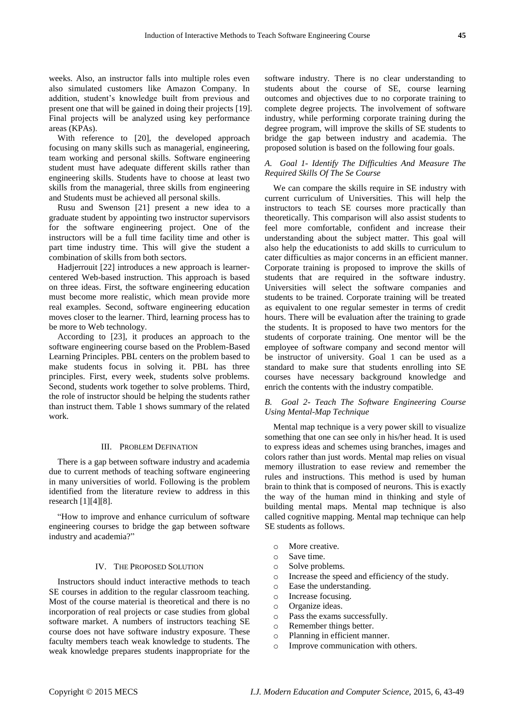weeks. Also, an instructor falls into multiple roles even also simulated customers like Amazon Company. In addition, student's knowledge built from previous and present one that will be gained in doing their projects [19]. Final projects will be analyzed using key performance areas (KPAs).

With reference to [20], the developed approach focusing on many skills such as managerial, engineering, team working and personal skills. Software engineering student must have adequate different skills rather than engineering skills. Students have to choose at least two skills from the managerial, three skills from engineering and Students must be achieved all personal skills.

Rusu and Swenson [21] present a new idea to a graduate student by appointing two instructor supervisors for the software engineering project. One of the instructors will be a full time facility time and other is part time industry time. This will give the student a combination of skills from both sectors.

Hadjerrouit [22] introduces a new approach is learner-centered Web-based instruction. This approach is based on three ideas. First, the software engineering education must become more realistic, which mean provide more real examples. Second, software engineering education moves closer to the learner. Third, learning process has to be more to Web technology.

According to [23], it produces an approach to the software engineering course based on the Problem-Based Learning Principles. PBL centers on the problem based to make students focus in solving it. PBL has three principles. First, every week, students solve problems. Second, students work together to solve problems. Third, the role of instructor should be helping the students rather than instruct them. Table 1 shows summary of the related work.

## III. Problem Defination

There is a gap between software industry and academia due to current methods of teaching software engineering in many universities of world. Following is the problem identified from the literature review to address in this research [1][4][8].

"How to improve and enhance curriculum of software engineering courses to bridge the gap between software industry and academia?"

## IV. The Proposed Solution

Instructors should induct interactive methods to teach SE courses in addition to the regular classroom teaching. Most of the course material is theoretical and there is no incorporation of real projects or case studies from global software market. A numbers of instructors teaching SE course does not have software industry exposure. These faculty members teach weak knowledge to students. The weak knowledge prepares students inappropriate for the software industry. There is no clear understanding to students about the course of SE, course learning outcomes and objectives due to no corporate training to complete degree projects. The involvement of software industry, while performing corporate training during the degree program, will improve the skills of SE students to bridge the gap between industry and academia. The proposed solution is based on the following four goals.

### *A. Goal 1- Identify The Difficulties And Measure The Required Skills Of The Se Course*

We can compare the skills require in SE industry with current curriculum of Universities. This will help the instructors to teach SE courses more practically than theoretically. This comparison will also assist students to feel more comfortable, confident and increase their understanding about the subject matter. This goal will also help the educationists to add skills to curriculum to cater difficulties as major concerns in an efficient manner. Corporate training is proposed to improve the skills of students that are required in the software industry. Universities will select the software companies and students to be trained. Corporate training will be treated as equivalent to one regular semester in terms of credit hours. There will be evaluation after the training to grade the students. It is proposed to have two mentors for the students of corporate training. One mentor will be the employee of software company and second mentor will be instructor of university. Goal 1 can be used as a standard to make sure that students enrolling into SE courses have necessary background knowledge and enrich the contents with the industry compatible.

### *B. Goal 2- Teach The Software Engineering Course Using Mental-Map Technique*

Mental map technique is a very power skill to visualize something that one can see only in his/her head. It is used to express ideas and schemes using branches, images and colors rather than just words. Mental map relies on visual memory illustration to ease review and remember the rules and instructions. This method is used by human brain to think that is composed of neurons. This is exactly the way of the human mind in thinking and style of building mental maps. Mental map technique is also called cognitive mapping. Mental map technique can help SE students as follows.

- More creative.
- Save time.
- Solve problems.
- Increase the speed and efficiency of the study.
- Ease the understanding.
- Increase focusing.
- Organize ideas.
- Pass the exams successfully.
- Remember things better.
- Planning in efficient manner.
- Improve communication with others.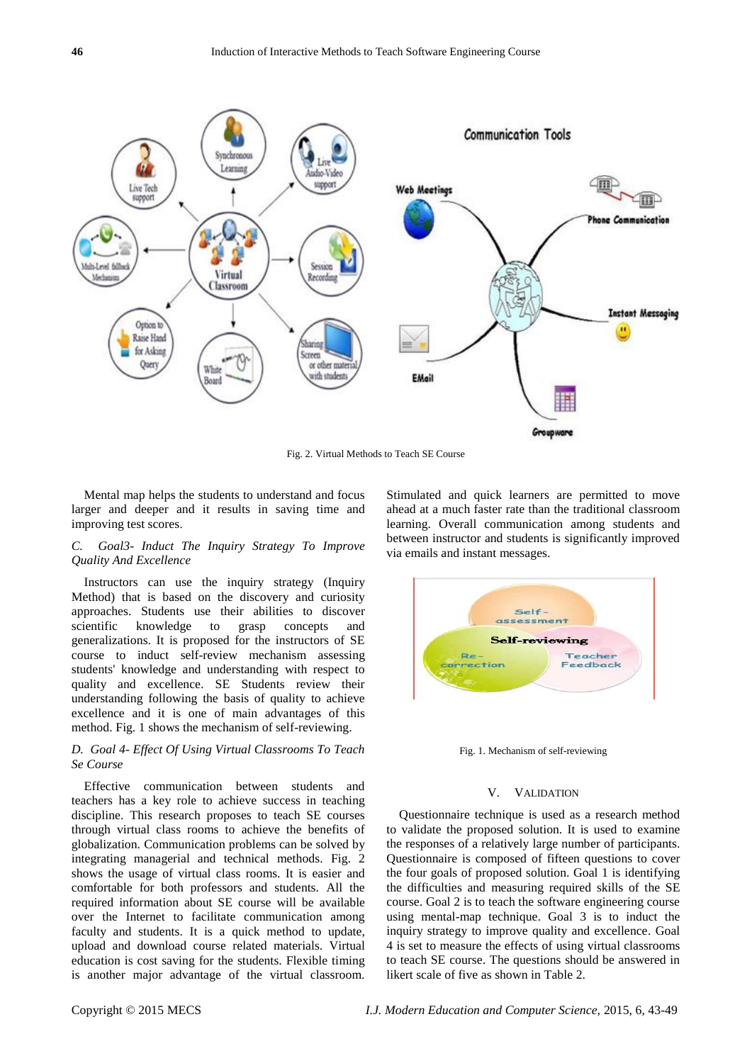Fig. 2. Virtual Methods to Teach SE Course

Mental map helps the students to understand and focus larger and deeper and it results in saving time and improving test scores.

### *C. Goal3- Induct The Inquiry Strategy To Improve Quality And Excellence*

Instructors can use the inquiry strategy (Inquiry Method) that is based on the discovery and curiosity approaches. Students use their abilities to discover scientific knowledge to grasp concepts and generalizations. It is proposed for the instructors of SE course to induct self-review mechanism assessing students' knowledge and understanding with respect to quality and excellence. SE Students review their understanding following the basis of quality to achieve excellence and it is one of main advantages of this method. Fig. 1 shows the mechanism of self-reviewing.

### *D. Goal 4- Effect Of Using Virtual Classrooms To Teach Se Course*

Effective communication between students and teachers has a key role to achieve success in teaching discipline. This research proposes to teach SE courses through virtual class rooms to achieve the benefits of globalization. Communication problems can be solved by integrating managerial and technical methods. Fig. 2 shows the usage of virtual class rooms. It is easier and comfortable for both professors and students. All the required information about SE course will be available over the Internet to facilitate communication among faculty and students. It is a quick method to update, upload and download course related materials. Virtual education is cost saving for the students. Flexible timing is another major advantage of the virtual classroom. Stimulated and quick learners are permitted to move ahead at a much faster rate than the traditional classroom learning. Overall communication among students and between instructor and students is significantly improved via emails and instant messages.

Fig. 1. Mechanism of self-reviewing

## V. VALIDATION

Questionnaire technique is used as a research method to validate the proposed solution. It is used to examine the responses of a relatively large number of participants. Questionnaire is composed of fifteen questions to cover the four goals of proposed solution. Goal 1 is identifying the difficulties and measuring required skills of the SE course. Goal 2 is to teach the software engineering course using mental-map technique. Goal 3 is to induct the inquiry strategy to improve quality and excellence. Goal 4 is set to measure the effects of using virtual classrooms to teach SE course. The questions should be answered in likert scale of five as shown in Table 2.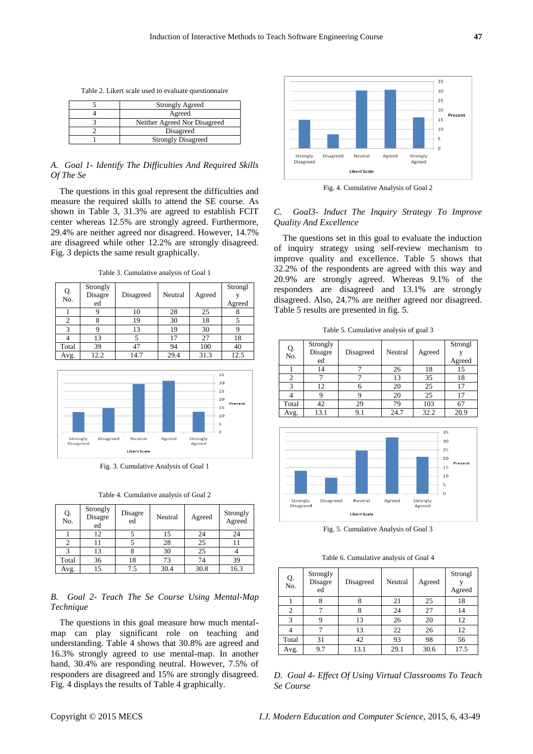Table 2. Likert scale used to evaluate questionnaire

| 5 | Strongly Agreed |
|---|---|
| 4 | Agreed |
| 3 | Neither Agreed Nor Disagreed |
| 2 | Disagreed |
| 1 | Strongly Disagreed |

### *A. Goal 1- Identify The Difficulties And Required Skills Of The Se*

The questions in this goal represent the difficulties and measure the required skills to attend the SE course. As shown in Table 3, 31.3% are agreed to establish FCIT center whereas 12.5% are strongly agreed. Furthermore, 29.4% are neither agreed nor disagreed. However, 14.7% are disagreed while other 12.2% are strongly disagreed. Fig. 3 depicts the same result graphically.

Table 3. Cumulative analysis of Goal 1

| Q. No. | Strongly Disagreed | Disagreed | Neutral | Agreed | Strongly Agreed |
|---|---|---|---|---|---|
| 1 | 9 | 10 | 28 | 25 | 8 |
| 2 | 8 | 19 | 30 | 18 | 5 |
| 3 | 9 | 13 | 19 | 30 | 9 |
| 4 | 13 | 5 | 17 | 27 | 18 |
| Total | 39 | 47 | 94 | 100 | 40 |
| Avg. | 12.2 | 14.7 | 29.4 | 31.3 | 12.5 |

Fig. 3. Cumulative Analysis of Goal 1

Table 4. Cumulative analysis of Goal 2

| Q. No. | Strongly Disagreed | Disagreed | Neutral | Agreed | Strongly Agreed |
|---|---|---|---|---|---|
| 1 | 12 | 5 | 15 | 24 | 24 |
| 2 | 11 | 5 | 28 | 25 | 11 |
| 3 | 13 | 8 | 30 | 25 | 4 |
| Total | 36 | 18 | 73 | 74 | 39 |
| Avg. | 15 | 7.5 | 30.4 | 30.8 | 16.3 |

### *B. Goal 2- Teach The Se Course Using Mental-Map Technique*

The questions in this goal measure how much mental-map can play significant role on teaching and understanding. Table 4 shows that 30.8% are agreed and 16.3% strongly agreed to use mental-map. In another hand, 30.4% are responding neutral. However, 7.5% of responders are disagreed and 15% are strongly disagreed. Fig. 4 displays the results of Table 4 graphically.

Fig. 4. Cumulative Analysis of Goal 2

### *C. Goal3- Induct The Inquiry Strategy To Improve Quality And Excellence*

The questions set in this goal to evaluate the induction of inquiry strategy using self-review mechanism to improve quality and excellence. Table 5 shows that 32.2% of the respondents are agreed with this way and 20.9% are strongly agreed. Whereas 9.1% of the responders are disagreed and 13.1% are strongly disagreed. Also, 24.7% are neither agreed nor disagreed. Table 5 results are presented in fig. 5.

Table 5. Cumulative analysis of goal 3

| Q. No. | Strongly Disagreed | Disagreed | Neutral | Agreed | Strongly Agreed |
|---|---|---|---|---|---|
| 1 | 14 | 7 | 26 | 18 | 15 |
| 2 | 7 | 7 | 13 | 35 | 18 |
| 3 | 12 | 6 | 20 | 25 | 17 |
| 4 | 9 | 9 | 20 | 25 | 17 |
| Total | 42 | 29 | 79 | 103 | 67 |
| Avg. | 13.1 | 9.1 | 24.7 | 32.2 | 20.9 |

Fig. 5. Cumulative Analysis of Goal 3

Table 6. Cumulative analysis of Goal 4

| Q. No. | Strongly Disagreed | Disagreed | Neutral | Agreed | Strongly Agreed |
|---|---|---|---|---|---|
| 1 | 8 | 8 | 21 | 25 | 18 |
| 2 | 7 | 8 | 24 | 27 | 14 |
| 3 | 9 | 13 | 26 | 20 | 12 |
| 4 | 7 | 13 | 22 | 26 | 12 |
| Total | 31 | 42 | 93 | 98 | 56 |
| Avg. | 9.7 | 13.1 | 29.1 | 30.6 | 17.5 |

### *D. Goal 4- Effect Of Using Virtual Classrooms To Teach Se Course*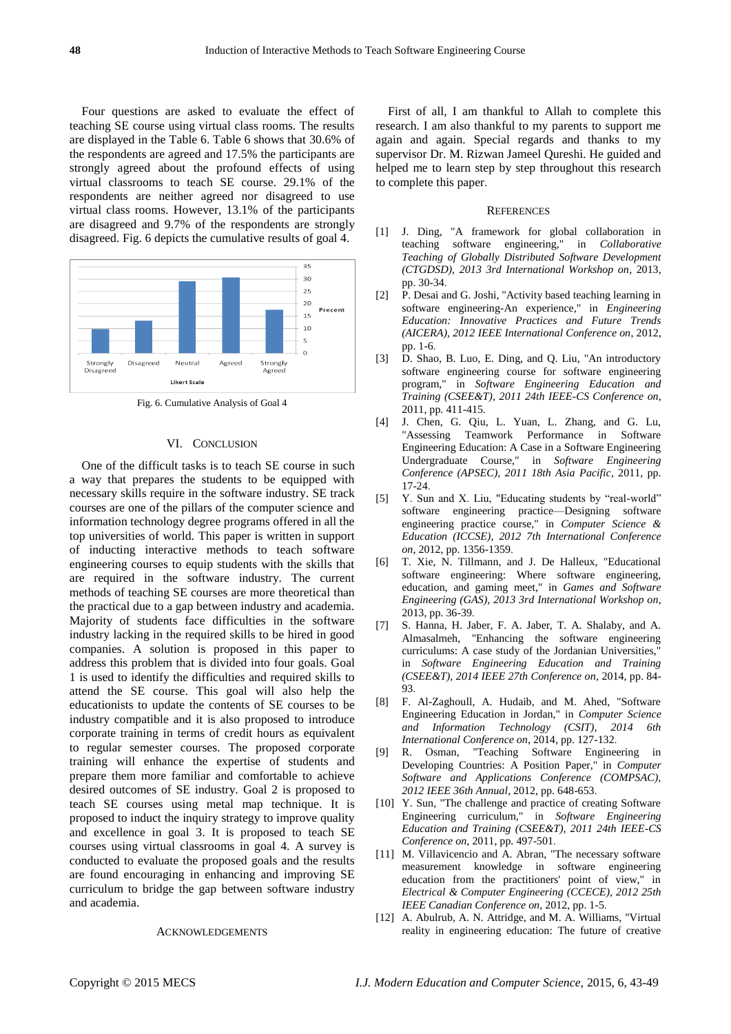Four questions are asked to evaluate the effect of teaching SE course using virtual class rooms. The results are displayed in the Table 6. Table 6 shows that 30.6% of the respondents are agreed and 17.5% the participants are strongly agreed about the profound effects of using virtual classrooms to teach SE course. 29.1% of the respondents are neither agreed nor disagreed to use virtual class rooms. However, 13.1% of the participants are disagreed and 9.7% of the respondents are strongly disagreed. Fig. 6 depicts the cumulative results of goal 4.

Fig. 6. Cumulative Analysis of Goal 4

## VI. Conclusion

One of the difficult tasks is to teach SE course in such a way that prepares the students to be equipped with necessary skills require in the software industry. SE track courses are one of the pillars of the computer science and information technology degree programs offered in all the top universities of world. This paper is written in support of inducting interactive methods to teach software engineering courses to equip students with the skills that are required in the software industry. The current methods of teaching SE courses are more theoretical than the practical due to a gap between industry and academia. Majority of students face difficulties in the software industry lacking in the required skills to be hired in good companies. A solution is proposed in this paper to address this problem that is divided into four goals. Goal 1 is used to identify the difficulties and required skills to attend the SE course. This goal will also help the educationists to update the contents of SE courses to be industry compatible and it is also proposed to introduce corporate training in terms of credit hours as equivalent to regular semester courses. The proposed corporate training will enhance the expertise of students and prepare them more familiar and comfortable to achieve desired outcomes of SE industry. Goal 2 is proposed to teach SE courses using metal map technique. It is proposed to induct the inquiry strategy to improve quality and excellence in goal 3. It is proposed to teach SE courses using virtual classrooms in goal 4. A survey is conducted to evaluate the proposed goals and the results are found encouraging in enhancing and improving SE curriculum to bridge the gap between software industry and academia.

## Acknowledgements

First of all, I am thankful to Allah to complete this research. I am also thankful to my parents to support me again and again. Special regards and thanks to my supervisor Dr. M. Rizwan Jameel Qureshi. He guided and helped me to learn step by step throughout this research to complete this paper.

## References

[1] J. Ding, "A framework for global collaboration in teaching software engineering," in *Collaborative Teaching of Globally Distributed Software Development (CTGDSD), 2013 3rd International Workshop on*, 2013, pp. 30-34.

[2] P. Desai and G. Joshi, "Activity based teaching learning in software engineering-An experience," in *Engineering Education: Innovative Practices and Future Trends (AICERA), 2012 IEEE International Conference on*, 2012, pp. 1-6.

[3] D. Shao, B. Luo, E. Ding, and Q. Liu, "An introductory software engineering course for software engineering program," in *Software Engineering Education and Training (CSEE&T), 2011 24th IEEE-CS Conference on*, 2011, pp. 411-415.

[4] J. Chen, G. Qiu, L. Yuan, L. Zhang, and G. Lu, "Assessing Teamwork Performance in Software Engineering Education: A Case in a Software Engineering Undergraduate Course," in *Software Engineering Conference (APSEC), 2011 18th Asia Pacific*, 2011, pp. 17-24.

[5] Y. Sun and X. Liu, "Educating students by "real-world" software engineering practice—Designing software engineering practice course," in *Computer Science & Education (ICCSE), 2012 7th International Conference on*, 2012, pp. 1356-1359.

[6] T. Xie, N. Tillmann, and J. De Halleux, "Educational software engineering: Where software engineering, education, and gaming meet," in *Games and Software Engineering (GAS), 2013 3rd International Workshop on*, 2013, pp. 36-39.

[7] S. Hanna, H. Jaber, F. A. Jaber, T. A. Shalaby, and A. Almasalmeh, "Enhancing the software engineering curriculums: A case study of the Jordanian Universities," in *Software Engineering Education and Training (CSEE&T), 2014 IEEE 27th Conference on*, 2014, pp. 84-93.

[8] F. Al-Zaghoull, A. Hudaib, and M. Ahed, "Software Engineering Education in Jordan," in *Computer Science and Information Technology (CSIT), 2014 6th International Conference on*, 2014, pp. 127-132.

[9] R. Osman, "Teaching Software Engineering in Developing Countries: A Position Paper," in *Computer Software and Applications Conference (COMPSAC), 2012 IEEE 36th Annual*, 2012, pp. 648-653.

[10] Y. Sun, "The challenge and practice of creating Software Engineering curriculum," in *Software Engineering Education and Training (CSEE&T), 2011 24th IEEE-CS Conference on*, 2011, pp. 497-501.

[11] M. Villavicencio and A. Abran, "The necessary software measurement knowledge in software engineering education from the practitioners' point of view," in *Electrical & Computer Engineering (CCECE), 2012 25th IEEE Canadian Conference on*, 2012, pp. 1-5.

[12] A. Abulrub, A. N. Attridge, and M. A. Williams, "Virtual reality in engineering education: The future of creative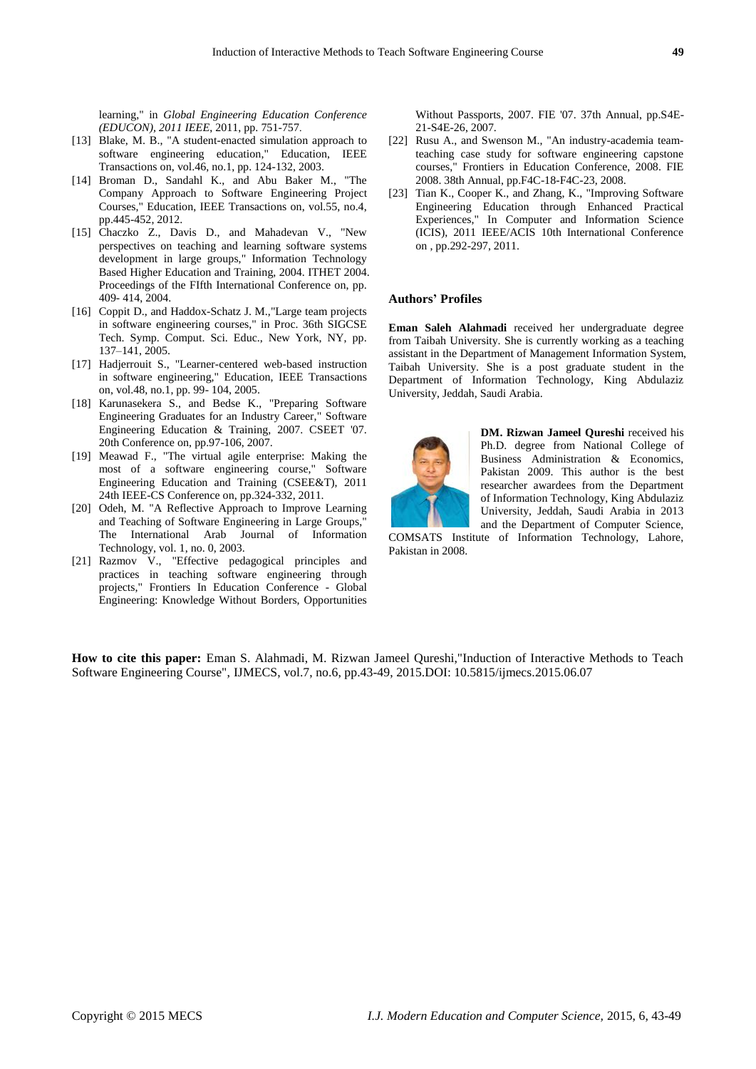learning," in *Global Engineering Education Conference (EDUCON), 2011 IEEE*, 2011, pp. 751-757.

[13] Blake, M. B., "A student-enacted simulation approach to software engineering education," Education, IEEE Transactions on, vol.46, no.1, pp. 124-132, 2003.

[14] Broman D., Sandahl K., and Abu Baker M., "The Company Approach to Software Engineering Project Courses," Education, IEEE Transactions on, vol.55, no.4, pp.445-452, 2012.

[15] Chaczko Z., Davis D., and Mahadevan V., "New perspectives on teaching and learning software systems development in large groups," Information Technology Based Higher Education and Training, 2004. ITHET 2004. Proceedings of the FIfth International Conference on, pp. 409- 414, 2004.

[16] Coppit D., and Haddox-Schatz J. M.,"Large team projects in software engineering courses," in Proc. 36th SIGCSE Tech. Symp. Comput. Sci. Educ., New York, NY, pp. 137–141, 2005.

[17] Hadjerrouit S., "Learner-centered web-based instruction in software engineering," Education, IEEE Transactions on, vol.48, no.1, pp. 99- 104, 2005.

[18] Karunasekera S., and Bedse K., "Preparing Software Engineering Graduates for an Industry Career," Software Engineering Education & Training, 2007. CSEET '07. 20th Conference on, pp.97-106, 2007.

[19] Meawad F., "The virtual agile enterprise: Making the most of a software engineering course," Software Engineering Education and Training (CSEE&T), 2011 24th IEEE-CS Conference on, pp.324-332, 2011.

[20] Odeh, M. "A Reflective Approach to Improve Learning and Teaching of Software Engineering in Large Groups," The International Arab Journal of Information Technology, vol. 1, no. 0, 2003.

[21] Razmov V., "Effective pedagogical principles and practices in teaching software engineering through projects," Frontiers In Education Conference - Global Engineering: Knowledge Without Borders, Opportunities Without Passports, 2007. FIE '07. 37th Annual, pp.S4E-21-S4E-26, 2007.

[22] Rusu A., and Swenson M., "An industry-academia team-teaching case study for software engineering capstone courses," Frontiers in Education Conference, 2008. FIE 2008. 38th Annual, pp.F4C-18-F4C-23, 2008.

[23] Tian K., Cooper K., and Zhang, K., "Improving Software Engineering Education through Enhanced Practical Experiences," In Computer and Information Science (ICIS), 2011 IEEE/ACIS 10th International Conference on , pp.292-297, 2011.

## Authors' Profiles

**Eman Saleh Alahmadi** received her undergraduate degree from Taibah University. She is currently working as a teaching assistant in the Department of Management Information System, Taibah University. She is a post graduate student in the Department of Information Technology, King Abdulaziz University, Jeddah, Saudi Arabia.

**DM. Rizwan Jameel Qureshi** received his Ph.D. degree from National College of Business Administration & Economics, Pakistan 2009. This author is the best researcher awardees from the Department of Information Technology, King Abdulaziz University, Jeddah, Saudi Arabia in 2013 and the Department of Computer Science, COMSATS Institute of Information Technology, Lahore, Pakistan in 2008.

**How to cite this paper:** Eman S. Alahmadi, M. Rizwan Jameel Qureshi,"Induction of Interactive Methods to Teach Software Engineering Course", IJMECS, vol.7, no.6, pp.43-49, 2015.DOI: 10.5815/ijmecs.2015.06.07